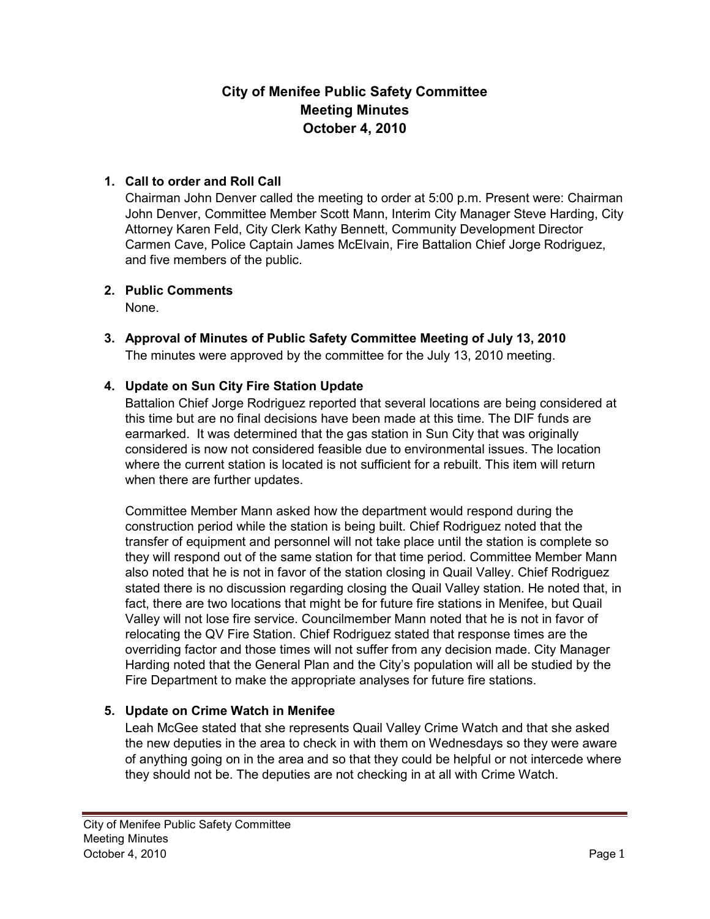# City of Menifee Public Safety Committee
# Meeting Minutes
# October 4, 2010

1. **Call to order and Roll Call**

   Chairman John Denver called the meeting to order at 5:00 p.m. Present were: Chairman John Denver, Committee Member Scott Mann, Interim City Manager Steve Harding, City Attorney Karen Feld, City Clerk Kathy Bennett, Community Development Director Carmen Cave, Police Captain James McElvain, Fire Battalion Chief Jorge Rodriguez, and five members of the public.

2. **Public Comments**

   None.

3. **Approval of Minutes of Public Safety Committee Meeting of July 13, 2010**

   The minutes were approved by the committee for the July 13, 2010 meeting.

4. **Update on Sun City Fire Station Update**

   Battalion Chief Jorge Rodriguez reported that several locations are being considered at this time but are no final decisions have been made at this time. The DIF funds are earmarked. It was determined that the gas station in Sun City that was originally considered is now not considered feasible due to environmental issues. The location where the current station is located is not sufficient for a rebuilt. This item will return when there are further updates.

   Committee Member Mann asked how the department would respond during the construction period while the station is being built. Chief Rodriguez noted that the transfer of equipment and personnel will not take place until the station is complete so they will respond out of the same station for that time period. Committee Member Mann also noted that he is not in favor of the station closing in Quail Valley. Chief Rodriguez stated there is no discussion regarding closing the Quail Valley station. He noted that, in fact, there are two locations that might be for future fire stations in Menifee, but Quail Valley will not lose fire service. Councilmember Mann noted that he is not in favor of relocating the QV Fire Station. Chief Rodriguez stated that response times are the overriding factor and those times will not suffer from any decision made. City Manager Harding noted that the General Plan and the City's population will all be studied by the Fire Department to make the appropriate analyses for future fire stations.

5. **Update on Crime Watch in Menifee**

   Leah McGee stated that she represents Quail Valley Crime Watch and that she asked the new deputies in the area to check in with them on Wednesdays so they were aware of anything going on in the area and so that they could be helpful or not intercede where they should not be. The deputies are not checking in at all with Crime Watch.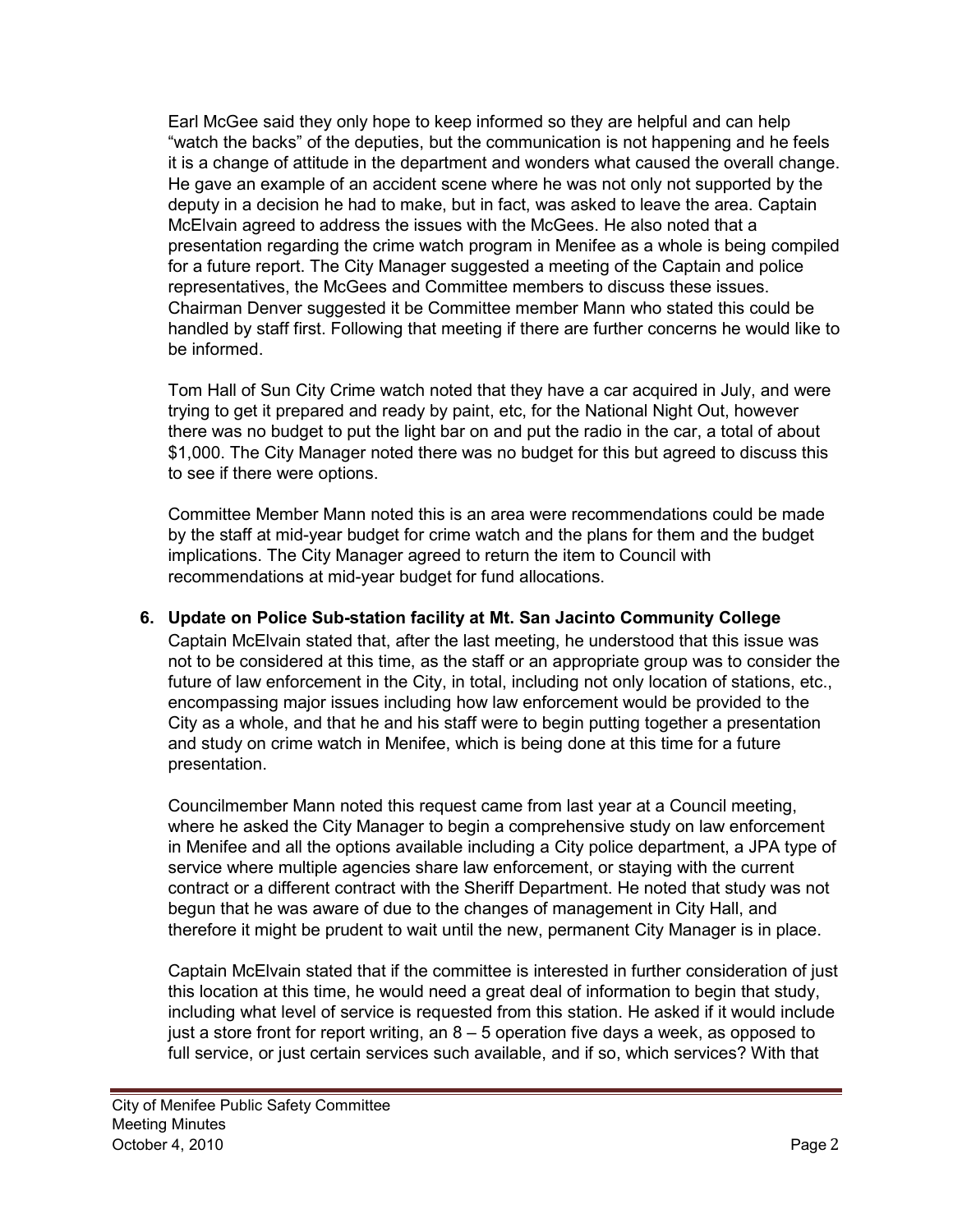Earl McGee said they only hope to keep informed so they are helpful and can help "watch the backs" of the deputies, but the communication is not happening and he feels it is a change of attitude in the department and wonders what caused the overall change. He gave an example of an accident scene where he was not only not supported by the deputy in a decision he had to make, but in fact, was asked to leave the area. Captain McElvain agreed to address the issues with the McGees. He also noted that a presentation regarding the crime watch program in Menifee as a whole is being compiled for a future report. The City Manager suggested a meeting of the Captain and police representatives, the McGees and Committee members to discuss these issues. Chairman Denver suggested it be Committee member Mann who stated this could be handled by staff first. Following that meeting if there are further concerns he would like to be informed.

Tom Hall of Sun City Crime watch noted that they have a car acquired in July, and were trying to get it prepared and ready by paint, etc, for the National Night Out, however there was no budget to put the light bar on and put the radio in the car, a total of about $1,000. The City Manager noted there was no budget for this but agreed to discuss this to see if there were options.

Committee Member Mann noted this is an area were recommendations could be made by the staff at mid-year budget for crime watch and the plans for them and the budget implications. The City Manager agreed to return the item to Council with recommendations at mid-year budget for fund allocations.

**6. Update on Police Sub-station facility at Mt. San Jacinto Community College**

Captain McElvain stated that, after the last meeting, he understood that this issue was not to be considered at this time, as the staff or an appropriate group was to consider the future of law enforcement in the City, in total, including not only location of stations, etc., encompassing major issues including how law enforcement would be provided to the City as a whole, and that he and his staff were to begin putting together a presentation and study on crime watch in Menifee, which is being done at this time for a future presentation.

Councilmember Mann noted this request came from last year at a Council meeting, where he asked the City Manager to begin a comprehensive study on law enforcement in Menifee and all the options available including a City police department, a JPA type of service where multiple agencies share law enforcement, or staying with the current contract or a different contract with the Sheriff Department. He noted that study was not begun that he was aware of due to the changes of management in City Hall, and therefore it might be prudent to wait until the new, permanent City Manager is in place.

Captain McElvain stated that if the committee is interested in further consideration of just this location at this time, he would need a great deal of information to begin that study, including what level of service is requested from this station. He asked if it would include just a store front for report writing, an 8 – 5 operation five days a week, as opposed to full service, or just certain services such available, and if so, which services? With that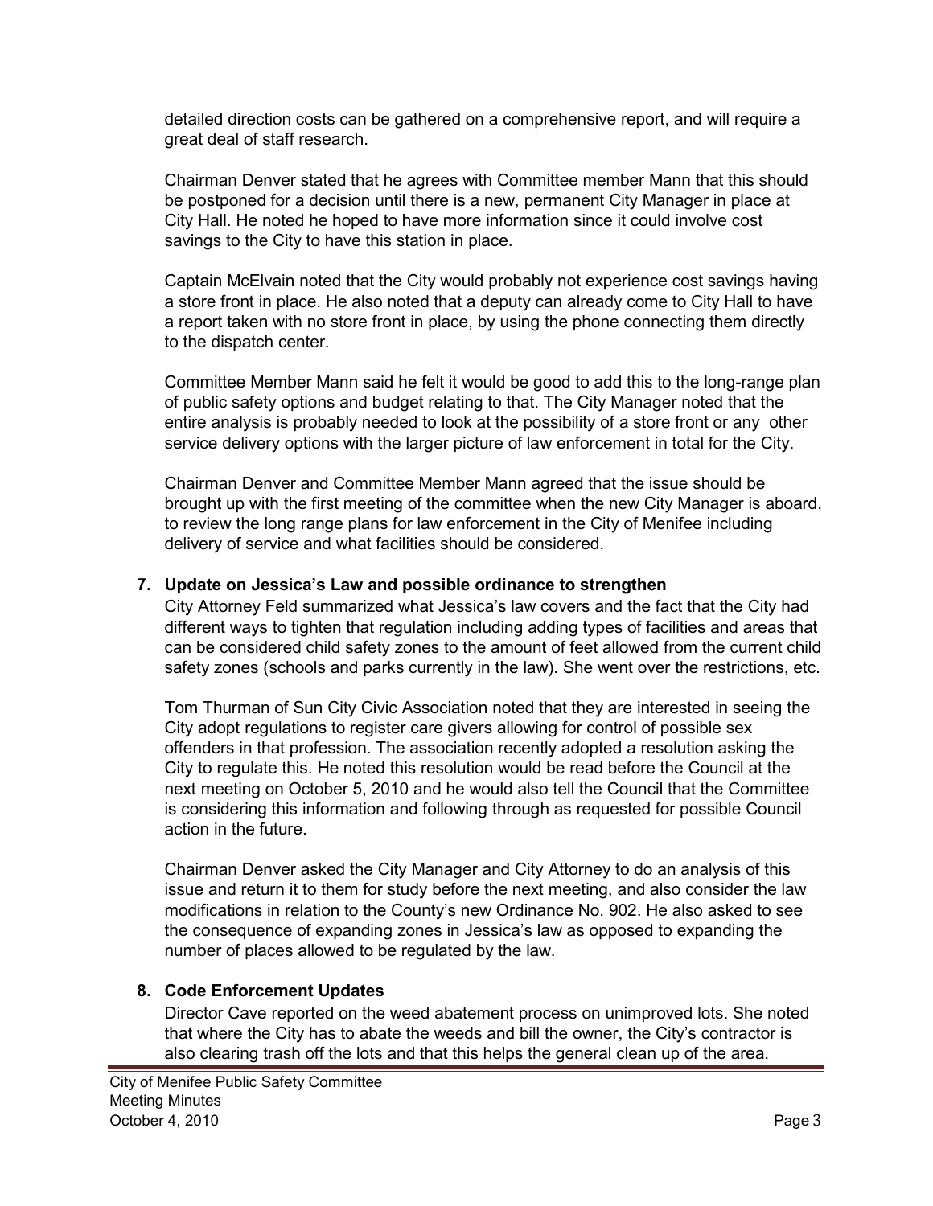detailed direction costs can be gathered on a comprehensive report, and will require a great deal of staff research.

Chairman Denver stated that he agrees with Committee member Mann that this should be postponed for a decision until there is a new, permanent City Manager in place at City Hall. He noted he hoped to have more information since it could involve cost savings to the City to have this station in place.

Captain McElvain noted that the City would probably not experience cost savings having a store front in place. He also noted that a deputy can already come to City Hall to have a report taken with no store front in place, by using the phone connecting them directly to the dispatch center.

Committee Member Mann said he felt it would be good to add this to the long-range plan of public safety options and budget relating to that. The City Manager noted that the entire analysis is probably needed to look at the possibility of a store front or any other service delivery options with the larger picture of law enforcement in total for the City.

Chairman Denver and Committee Member Mann agreed that the issue should be brought up with the first meeting of the committee when the new City Manager is aboard, to review the long range plans for law enforcement in the City of Menifee including delivery of service and what facilities should be considered.

**7. Update on Jessica's Law and possible ordinance to strengthen**

City Attorney Feld summarized what Jessica's law covers and the fact that the City had different ways to tighten that regulation including adding types of facilities and areas that can be considered child safety zones to the amount of feet allowed from the current child safety zones (schools and parks currently in the law). She went over the restrictions, etc.

Tom Thurman of Sun City Civic Association noted that they are interested in seeing the City adopt regulations to register care givers allowing for control of possible sex offenders in that profession. The association recently adopted a resolution asking the City to regulate this. He noted this resolution would be read before the Council at the next meeting on October 5, 2010 and he would also tell the Council that the Committee is considering this information and following through as requested for possible Council action in the future.

Chairman Denver asked the City Manager and City Attorney to do an analysis of this issue and return it to them for study before the next meeting, and also consider the law modifications in relation to the County's new Ordinance No. 902. He also asked to see the consequence of expanding zones in Jessica's law as opposed to expanding the number of places allowed to be regulated by the law.

**8. Code Enforcement Updates**

Director Cave reported on the weed abatement process on unimproved lots. She noted that where the City has to abate the weeds and bill the owner, the City's contractor is also clearing trash off the lots and that this helps the general clean up of the area.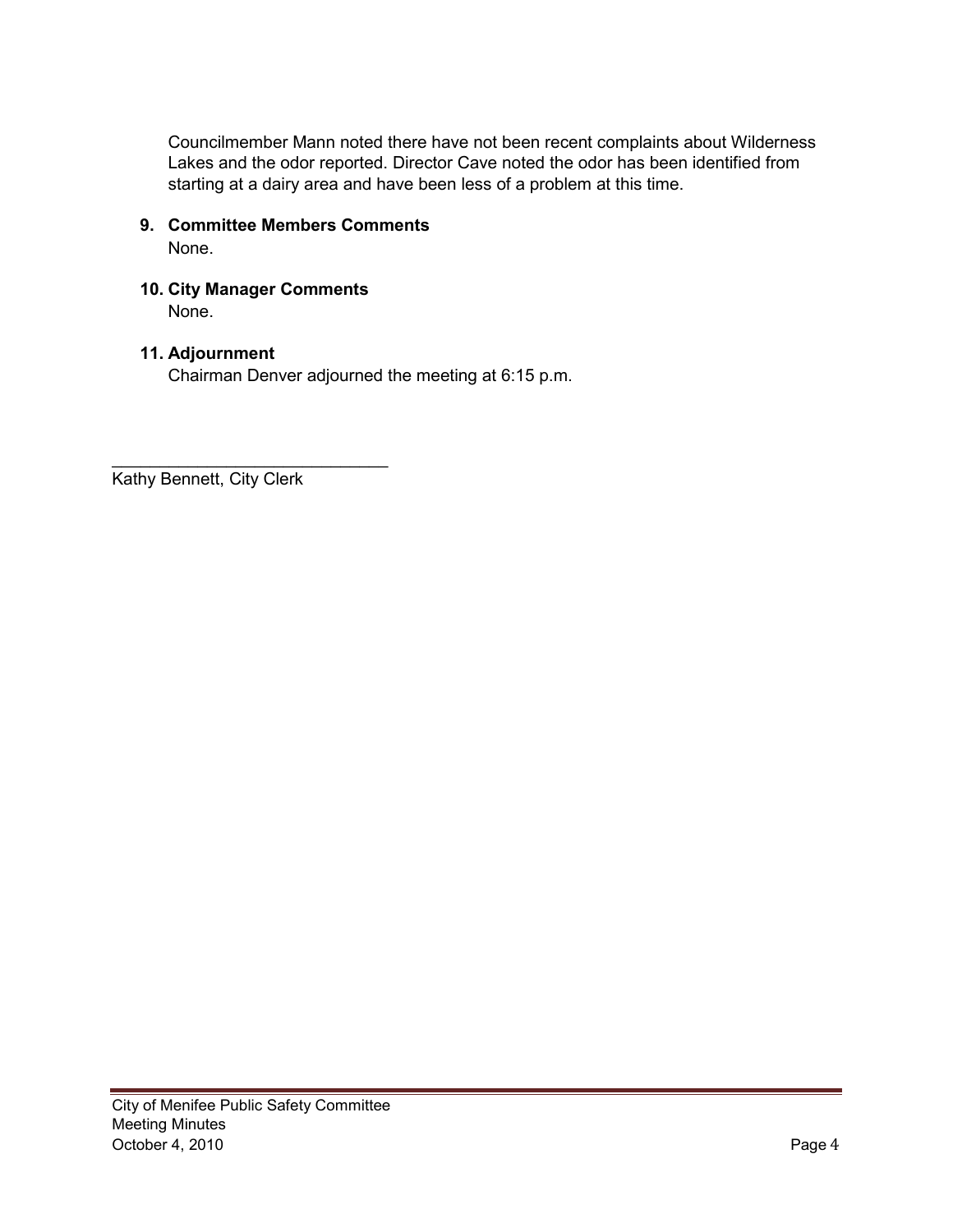Councilmember Mann noted there have not been recent complaints about Wilderness Lakes and the odor reported. Director Cave noted the odor has been identified from starting at a dairy area and have been less of a problem at this time.

**9. Committee Members Comments**

None.

**10. City Manager Comments**

None.

**11. Adjournment**

Chairman Denver adjourned the meeting at 6:15 p.m.

______________________________

Kathy Bennett, City Clerk